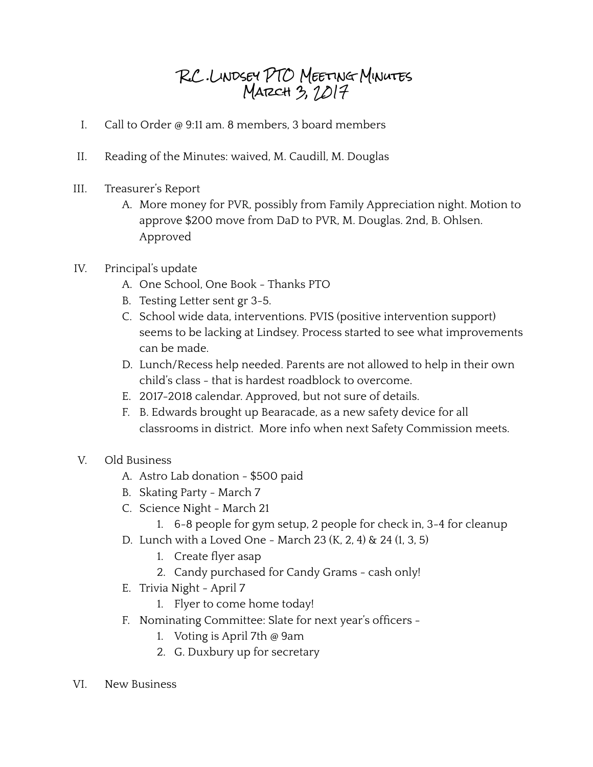# R.C. Lindsey PTO Meeting Minutes
# March 3, 2017

I. Call to Order @ 9:11 am. 8 members, 3 board members

II. Reading of the Minutes: waived, M. Caudill, M. Douglas

III. Treasurer's Report
   A. More money for PVR, possibly from Family Appreciation night. Motion to approve $200 move from DaD to PVR, M. Douglas. 2nd, B. Ohlsen. Approved

IV. Principal's update
   A. One School, One Book - Thanks PTO
   B. Testing Letter sent gr 3-5.
   C. School wide data, interventions. PVIS (positive intervention support) seems to be lacking at Lindsey. Process started to see what improvements can be made.
   D. Lunch/Recess help needed. Parents are not allowed to help in their own child's class - that is hardest roadblock to overcome.
   E. 2017-2018 calendar. Approved, but not sure of details.
   F. B. Edwards brought up Bearacade, as a new safety device for all classrooms in district. More info when next Safety Commission meets.

V. Old Business
   A. Astro Lab donation - $500 paid
   B. Skating Party - March 7
   C. Science Night - March 21
      1. 6-8 people for gym setup, 2 people for check in, 3-4 for cleanup
   D. Lunch with a Loved One - March 23 (K, 2, 4) & 24 (1, 3, 5)
      1. Create flyer asap
      2. Candy purchased for Candy Grams - cash only!
   E. Trivia Night - April 7
      1. Flyer to come home today!
   F. Nominating Committee: Slate for next year's officers -
      1. Voting is April 7th @ 9am
      2. G. Duxbury up for secretary

VI. New Business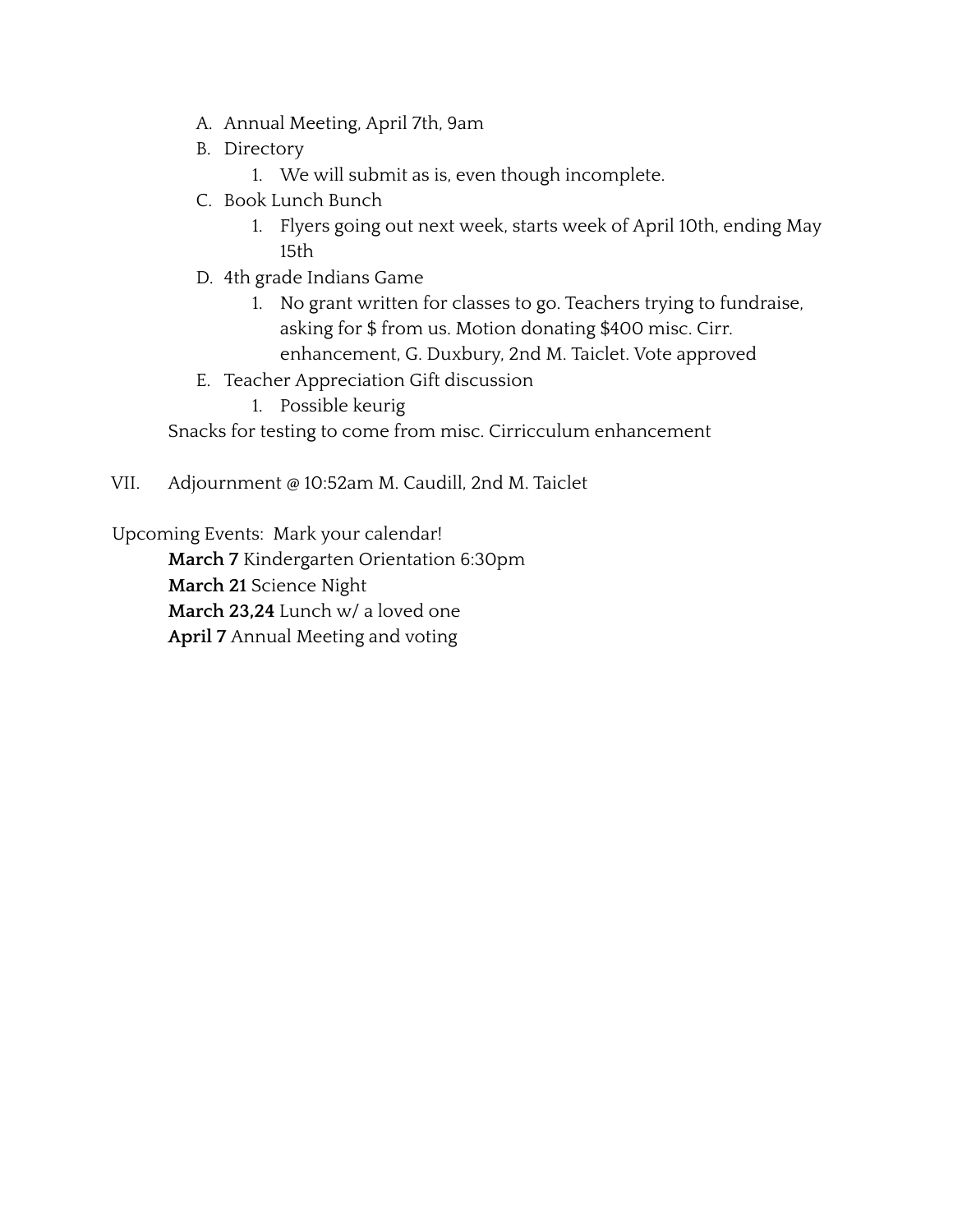A. Annual Meeting, April 7th, 9am
B. Directory
    1. We will submit as is, even though incomplete.
C. Book Lunch Bunch
    1. Flyers going out next week, starts week of April 10th, ending May 15th
D. 4th grade Indians Game
    1. No grant written for classes to go. Teachers trying to fundraise, asking for $ from us. Motion donating $400 misc. Cirr. enhancement, G. Duxbury, 2nd M. Taiclet. Vote approved
E. Teacher Appreciation Gift discussion
    1. Possible keurig

Snacks for testing to come from misc. Cirricculum enhancement

VII. Adjournment @ 10:52am M. Caudill, 2nd M. Taiclet

Upcoming Events: Mark your calendar!

**March 7** Kindergarten Orientation 6:30pm
**March 21** Science Night
**March 23,24** Lunch w/ a loved one
**April 7** Annual Meeting and voting